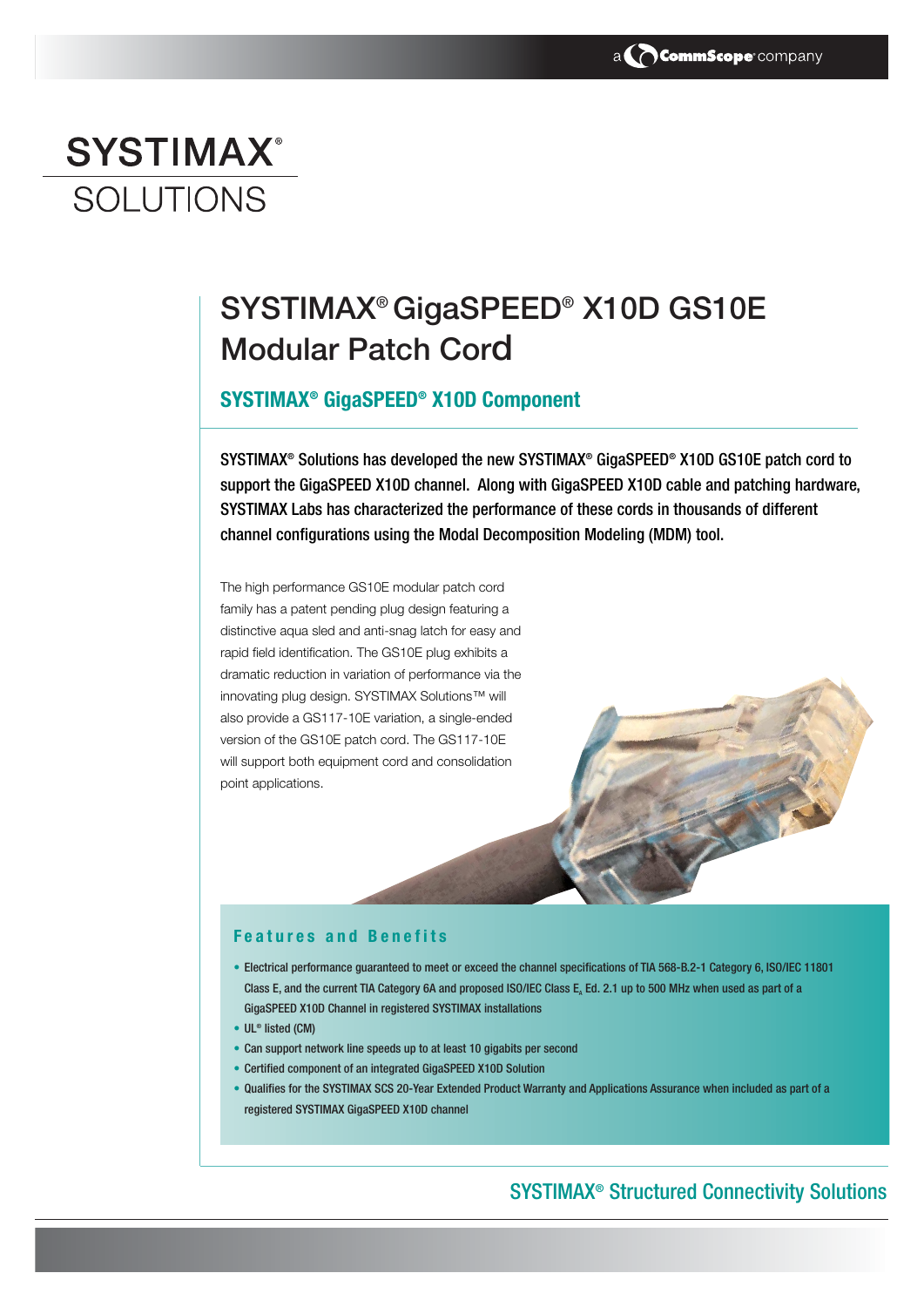# SYSTIMAX® GigaSPEED® X10D GS10E Modular Patch Cord

## SYSTIMAX® GigaSPEED® X10D Component

**SYSTIMAX® Solutions has developed the new SYSTIMAX® GigaSPEED® X10D GS10E patch cord to support the GigaSPEED X10D channel. Along with GigaSPEED X10D cable and patching hardware, SYSTIMAX Labs has characterized the performance of these cords in thousands of different channel configurations using the Modal Decomposition Modeling (MDM) tool.**

The high performance GS10E modular patch cord family has a patent pending plug design featuring a distinctive aqua sled and anti-snag latch for easy and rapid field identification. The GS10E plug exhibits a dramatic reduction in variation of performance via the innovating plug design. SYSTIMAX Solutions™ will also provide a GS117-10E variation, a single-ended version of the GS10E patch cord. The GS117-10E will support both equipment cord and consolidation point applications.

### Features and Benefits

- Electrical performance guaranteed to meet or exceed the channel specifications of TIA 568-B.2-1 Category 6, ISO/IEC 11801 Class E, and the current TIA Category 6A and proposed ISO/IEC Class $E_A$ Ed. 2.1 up to 500 MHz when used as part of a GigaSPEED X10D Channel in registered SYSTIMAX installations
- UL® listed (CM)
- Can support network line speeds up to at least 10 gigabits per second
- Certified component of an integrated GigaSPEED X10D Solution
- Qualifies for the SYSTIMAX SCS 20-Year Extended Product Warranty and Applications Assurance when included as part of a registered SYSTIMAX GigaSPEED X10D channel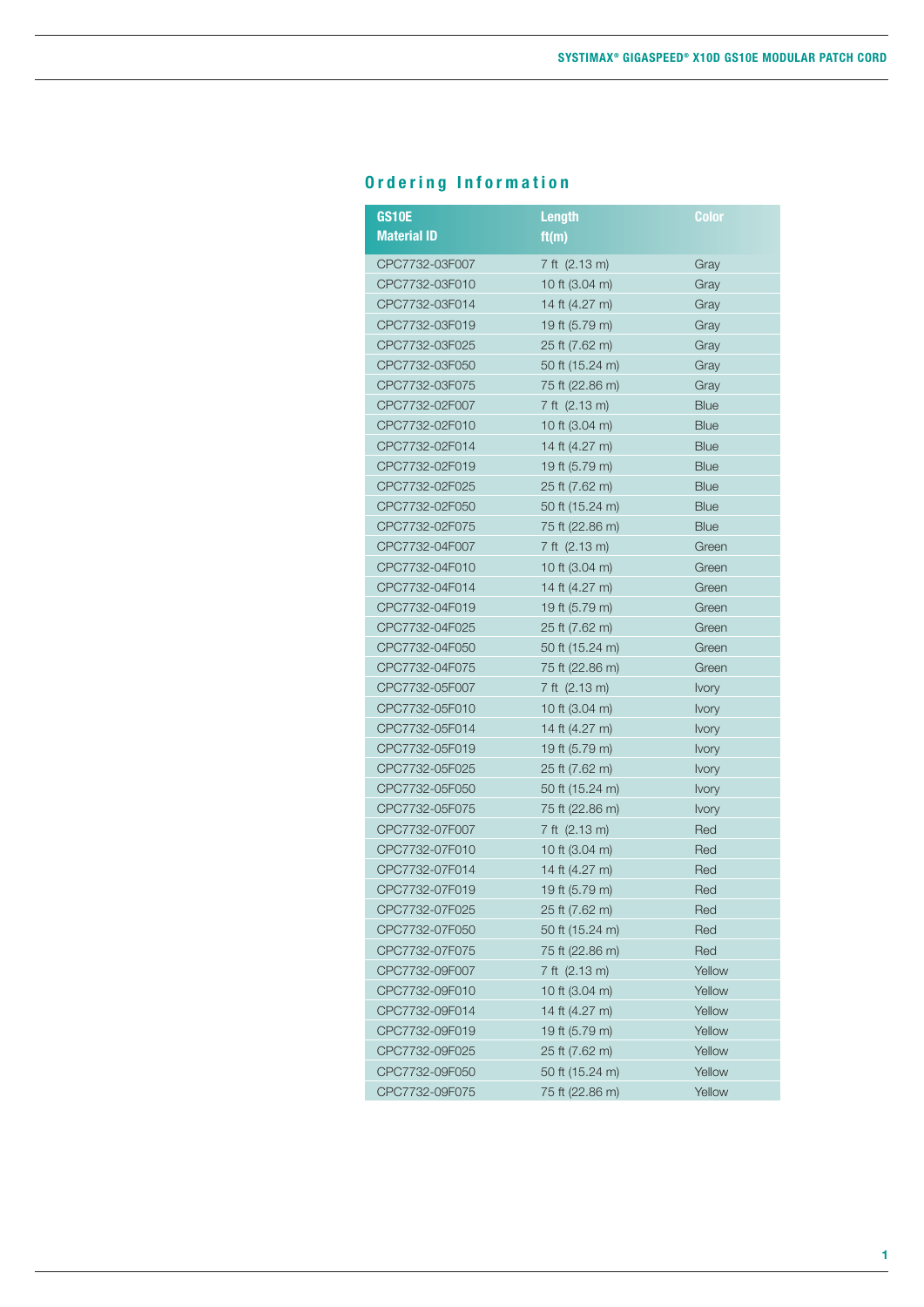## Ordering Information

| GS10E Material ID | Length ft(m) | Color |
|---|---|---|
| CPC7732-03F007 | 7 ft (2.13 m) | Gray |
| CPC7732-03F010 | 10 ft (3.04 m) | Gray |
| CPC7732-03F014 | 14 ft (4.27 m) | Gray |
| CPC7732-03F019 | 19 ft (5.79 m) | Gray |
| CPC7732-03F025 | 25 ft (7.62 m) | Gray |
| CPC7732-03F050 | 50 ft (15.24 m) | Gray |
| CPC7732-03F075 | 75 ft (22.86 m) | Gray |
| CPC7732-02F007 | 7 ft (2.13 m) | Blue |
| CPC7732-02F010 | 10 ft (3.04 m) | Blue |
| CPC7732-02F014 | 14 ft (4.27 m) | Blue |
| CPC7732-02F019 | 19 ft (5.79 m) | Blue |
| CPC7732-02F025 | 25 ft (7.62 m) | Blue |
| CPC7732-02F050 | 50 ft (15.24 m) | Blue |
| CPC7732-02F075 | 75 ft (22.86 m) | Blue |
| CPC7732-04F007 | 7 ft (2.13 m) | Green |
| CPC7732-04F010 | 10 ft (3.04 m) | Green |
| CPC7732-04F014 | 14 ft (4.27 m) | Green |
| CPC7732-04F019 | 19 ft (5.79 m) | Green |
| CPC7732-04F025 | 25 ft (7.62 m) | Green |
| CPC7732-04F050 | 50 ft (15.24 m) | Green |
| CPC7732-04F075 | 75 ft (22.86 m) | Green |
| CPC7732-05F007 | 7 ft (2.13 m) | Ivory |
| CPC7732-05F010 | 10 ft (3.04 m) | Ivory |
| CPC7732-05F014 | 14 ft (4.27 m) | Ivory |
| CPC7732-05F019 | 19 ft (5.79 m) | Ivory |
| CPC7732-05F025 | 25 ft (7.62 m) | Ivory |
| CPC7732-05F050 | 50 ft (15.24 m) | Ivory |
| CPC7732-05F075 | 75 ft (22.86 m) | Ivory |
| CPC7732-07F007 | 7 ft (2.13 m) | Red |
| CPC7732-07F010 | 10 ft (3.04 m) | Red |
| CPC7732-07F014 | 14 ft (4.27 m) | Red |
| CPC7732-07F019 | 19 ft (5.79 m) | Red |
| CPC7732-07F025 | 25 ft (7.62 m) | Red |
| CPC7732-07F050 | 50 ft (15.24 m) | Red |
| CPC7732-07F075 | 75 ft (22.86 m) | Red |
| CPC7732-09F007 | 7 ft (2.13 m) | Yellow |
| CPC7732-09F010 | 10 ft (3.04 m) | Yellow |
| CPC7732-09F014 | 14 ft (4.27 m) | Yellow |
| CPC7732-09F019 | 19 ft (5.79 m) | Yellow |
| CPC7732-09F025 | 25 ft (7.62 m) | Yellow |
| CPC7732-09F050 | 50 ft (15.24 m) | Yellow |
| CPC7732-09F075 | 75 ft (22.86 m) | Yellow |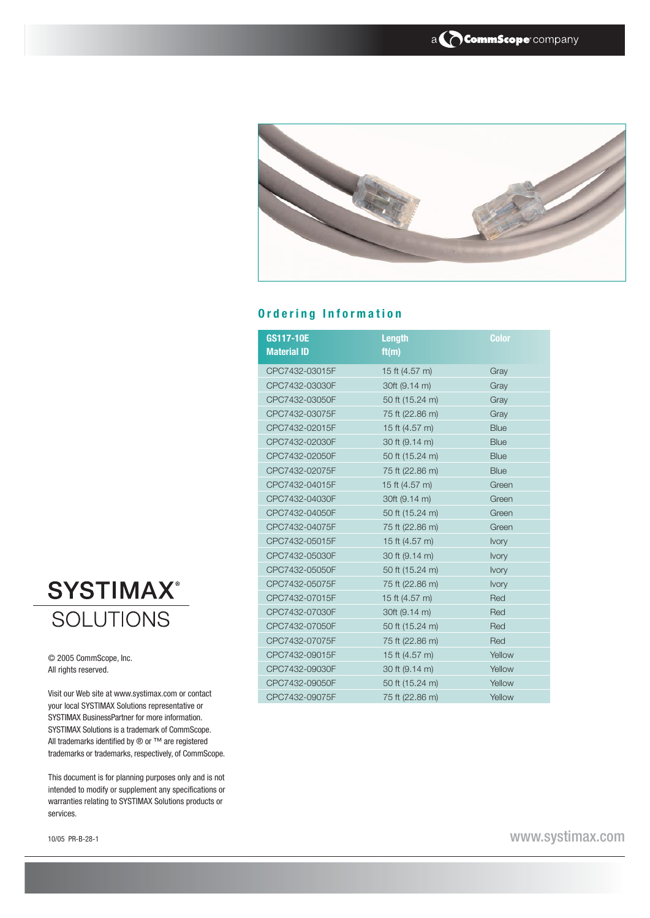## Ordering Information

| GS117-10E Material ID | Length ft(m) | Color |
|---|---|---|
| CPC7432-03015F | 15 ft (4.57 m) | Gray |
| CPC7432-03030F | 30ft (9.14 m) | Gray |
| CPC7432-03050F | 50 ft (15.24 m) | Gray |
| CPC7432-03075F | 75 ft (22.86 m) | Gray |
| CPC7432-02015F | 15 ft (4.57 m) | Blue |
| CPC7432-02030F | 30 ft (9.14 m) | Blue |
| CPC7432-02050F | 50 ft (15.24 m) | Blue |
| CPC7432-02075F | 75 ft (22.86 m) | Blue |
| CPC7432-04015F | 15 ft (4.57 m) | Green |
| CPC7432-04030F | 30ft (9.14 m) | Green |
| CPC7432-04050F | 50 ft (15.24 m) | Green |
| CPC7432-04075F | 75 ft (22.86 m) | Green |
| CPC7432-05015F | 15 ft (4.57 m) | Ivory |
| CPC7432-05030F | 30 ft (9.14 m) | Ivory |
| CPC7432-05050F | 50 ft (15.24 m) | Ivory |
| CPC7432-05075F | 75 ft (22.86 m) | Ivory |
| CPC7432-07015F | 15 ft (4.57 m) | Red |
| CPC7432-07030F | 30ft (9.14 m) | Red |
| CPC7432-07050F | 50 ft (15.24 m) | Red |
| CPC7432-07075F | 75 ft (22.86 m) | Red |
| CPC7432-09015F | 15 ft (4.57 m) | Yellow |
| CPC7432-09030F | 30 ft (9.14 m) | Yellow |
| CPC7432-09050F | 50 ft (15.24 m) | Yellow |
| CPC7432-09075F | 75 ft (22.86 m) | Yellow |

**SYSTIMAX® SOLUTIONS**

© 2005 CommScope, Inc.
All rights reserved.

Visit our Web site at www.systimax.com or contact your local SYSTIMAX Solutions representative or SYSTIMAX BusinessPartner for more information. SYSTIMAX Solutions is a trademark of CommScope. All trademarks identified by ® or ™ are registered trademarks or trademarks, respectively, of CommScope.

This document is for planning purposes only and is not intended to modify or supplement any specifications or warranties relating to SYSTIMAX Solutions products or services.

10/05 PR-B-28-1

www.systimax.com